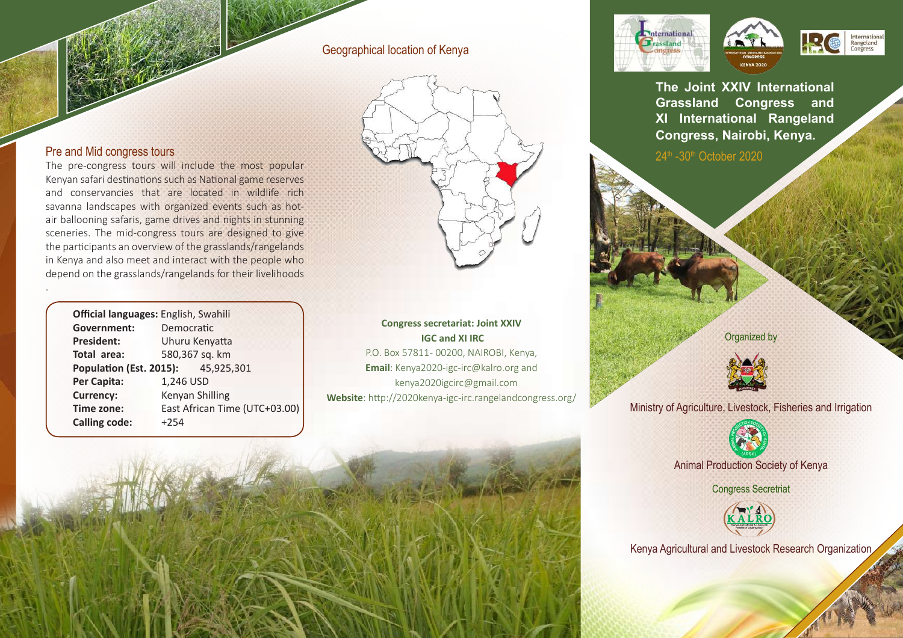## Pre and Mid congress tours

The pre-congress tours will include the most popular Kenyan safari destinations such as National game reserves and conservancies that are located in wildlife rich savanna landscapes with organized events such as hot-air ballooning safaris, game drives and nights in stunning sceneries. The mid-congress tours are designed to give the participants an overview of the grasslands/rangelands in Kenya and also meet and interact with the people who depend on the grasslands/rangelands for their livelihoods

.

| | |
|---|---|
| **Official languages:** | English, Swahili |
| **Government:** | Democratic |
| **President:** | Uhuru Kenyatta |
| **Total area:** | 580,367 sq. km |
| **Population (Est. 2015):** | 45,925,301 |
| **Per Capita:** | 1,246 USD |
| **Currency:** | Kenyan Shilling |
| **Time zone:** | East African Time (UTC+03.00) |
| **Calling code:** | +254 |

## Geographical location of Kenya

**Congress secretariat: Joint XXIV IGC and XI IRC**

P.O. Box 57811- 00200, NAIROBI, Kenya,

**Email**: Kenya2020-igc-irc@kalro.org and kenya2020igcirc@gmail.com

**Website**: http://2020kenya-igc-irc.rangelandcongress.org/

International Grassland Congress

INTERNATIONAL GRASSLAND & RANGELAND CONGRESS KENYA 2020

IRC International Rangeland Congress

# The Joint XXIV International Grassland Congress and XI International Rangeland Congress, Nairobi, Kenya.

24th -30th October 2020

Organized by

Ministry of Agriculture, Livestock, Fisheries and Irrigation

Animal Production Society of Kenya

Congress Secretriat

KALRO

Kenya Agricultural and Livestock Research Organization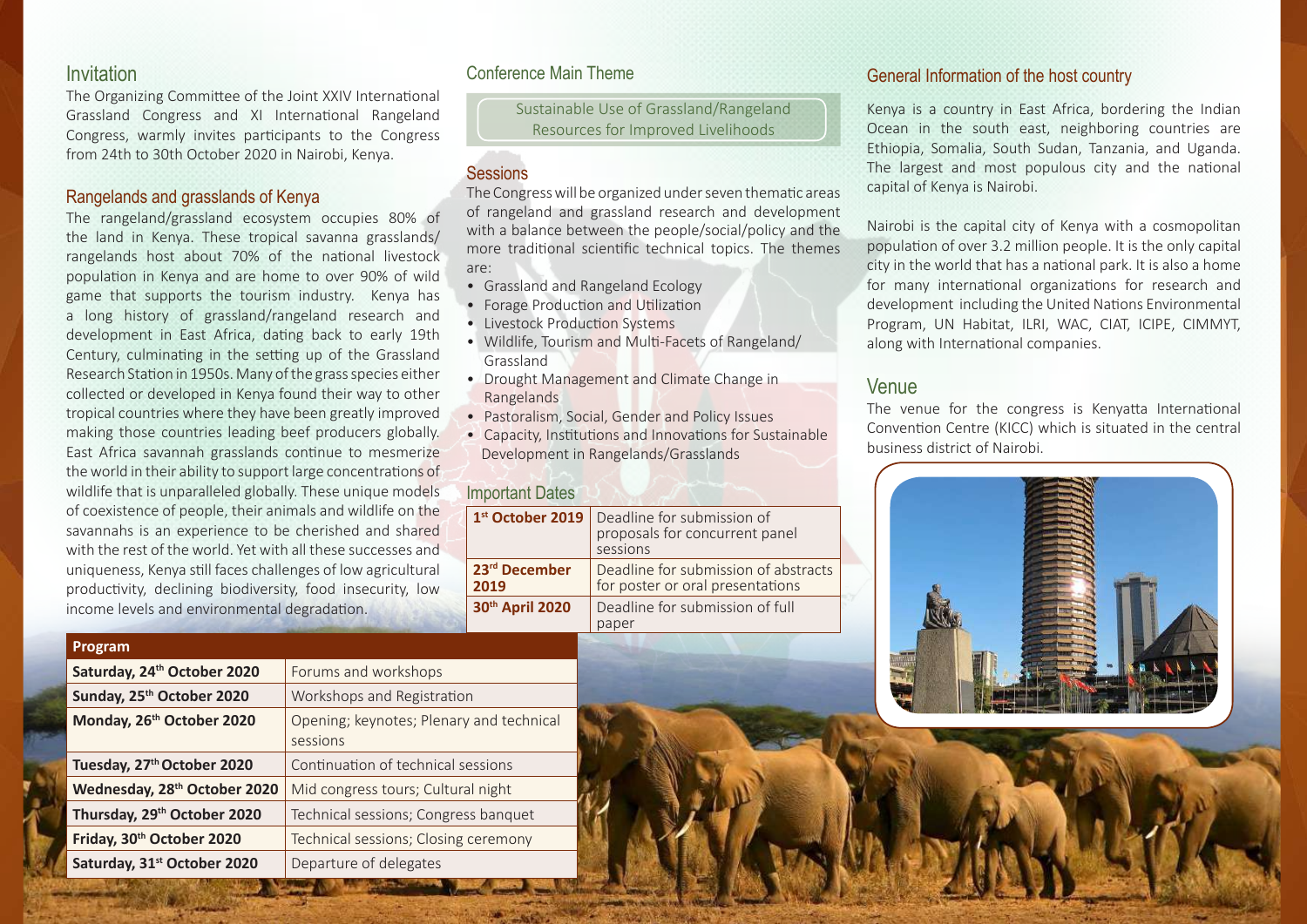## Invitation

The Organizing Committee of the Joint XXIV International Grassland Congress and XI International Rangeland Congress, warmly invites participants to the Congress from 24th to 30th October 2020 in Nairobi, Kenya.

## Rangelands and grasslands of Kenya

The rangeland/grassland ecosystem occupies 80% of the land in Kenya. These tropical savanna grasslands/ rangelands host about 70% of the national livestock population in Kenya and are home to over 90% of wild game that supports the tourism industry. Kenya has a long history of grassland/rangeland research and development in East Africa, dating back to early 19th Century, culminating in the setting up of the Grassland Research Station in 1950s. Many of the grass species either collected or developed in Kenya found their way to other tropical countries where they have been greatly improved making those countries leading beef producers globally. East Africa savannah grasslands continue to mesmerize the world in their ability to support large concentrations of wildlife that is unparalleled globally. These unique models of coexistence of people, their animals and wildlife on the savannahs is an experience to be cherished and shared with the rest of the world. Yet with all these successes and uniqueness, Kenya still faces challenges of low agricultural productivity, declining biodiversity, food insecurity, low income levels and environmental degradation.

| Program | |
|---|---|
| **Saturday, 24th October 2020** | Forums and workshops |
| **Sunday, 25th October 2020** | Workshops and Registration |
| **Monday, 26th October 2020** | Opening; keynotes; Plenary and technical sessions |
| **Tuesday, 27th October 2020** | Continuation of technical sessions |
| **Wednesday, 28th October 2020** | Mid congress tours; Cultural night |
| **Thursday, 29th October 2020** | Technical sessions; Congress banquet |
| **Friday, 30th October 2020** | Technical sessions; Closing ceremony |
| **Saturday, 31st October 2020** | Departure of delegates |

## Conference Main Theme

Sustainable Use of Grassland/Rangeland Resources for Improved Livelihoods

## Sessions

The Congress will be organized under seven thematic areas of rangeland and grassland research and development with a balance between the people/social/policy and the more traditional scientific technical topics. The themes are:

- Grassland and Rangeland Ecology
- Forage Production and Utilization
- Livestock Production Systems
- Wildlife, Tourism and Multi-Facets of Rangeland/ Grassland
- Drought Management and Climate Change in Rangelands
- Pastoralism, Social, Gender and Policy Issues
- Capacity, Institutions and Innovations for Sustainable Development in Rangelands/Grasslands

## Important Dates

| | |
|---|---|
| **1st October 2019** | Deadline for submission of proposals for concurrent panel sessions |
| **23rd December 2019** | Deadline for submission of abstracts for poster or oral presentations |
| **30th April 2020** | Deadline for submission of full paper |

## General Information of the host country

Kenya is a country in East Africa, bordering the Indian Ocean in the south east, neighboring countries are Ethiopia, Somalia, South Sudan, Tanzania, and Uganda. The largest and most populous city and the national capital of Kenya is Nairobi.

Nairobi is the capital city of Kenya with a cosmopolitan population of over 3.2 million people. It is the only capital city in the world that has a national park. It is also a home for many international organizations for research and development including the United Nations Environmental Program, UN Habitat, ILRI, WAC, CIAT, ICIPE, CIMMYT, along with International companies.

## Venue

The venue for the congress is Kenyatta International Convention Centre (KICC) which is situated in the central business district of Nairobi.